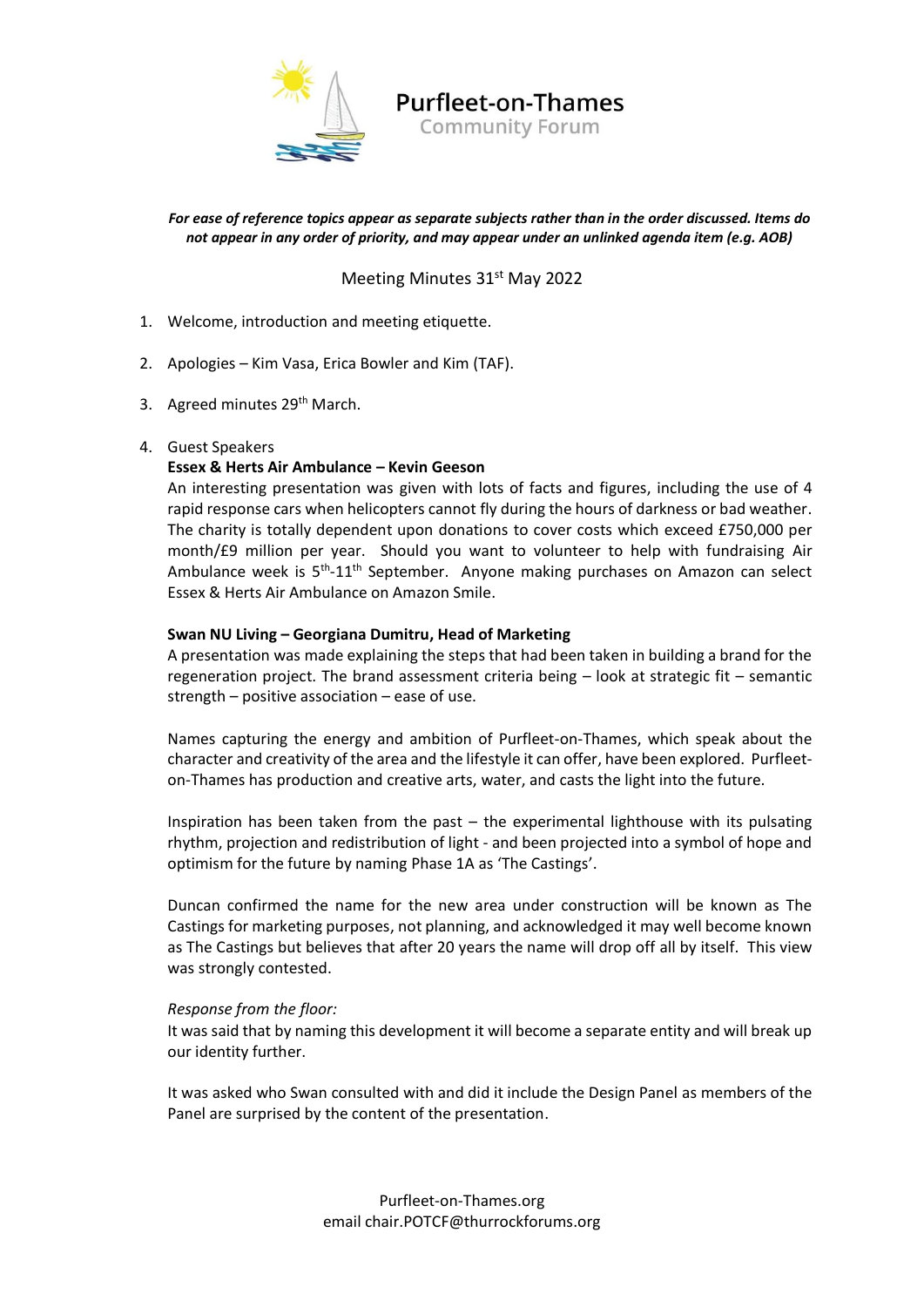# Purfleet-on-Thames
## Community Forum

***For ease of reference topics appear as separate subjects rather than in the order discussed. Items do not appear in any order of priority, and may appear under an unlinked agenda item (e.g. AOB)***

Meeting Minutes 31st May 2022

1. Welcome, introduction and meeting etiquette.
2. Apologies – Kim Vasa, Erica Bowler and Kim (TAF).
3. Agreed minutes 29th March.
4. Guest Speakers

   **Essex & Herts Air Ambulance – Kevin Geeson**

   An interesting presentation was given with lots of facts and figures, including the use of 4 rapid response cars when helicopters cannot fly during the hours of darkness or bad weather. The charity is totally dependent upon donations to cover costs which exceed £750,000 per month/£9 million per year. Should you want to volunteer to help with fundraising Air Ambulance week is 5th-11th September. Anyone making purchases on Amazon can select Essex & Herts Air Ambulance on Amazon Smile.

   **Swan NU Living – Georgiana Dumitru, Head of Marketing**

   A presentation was made explaining the steps that had been taken in building a brand for the regeneration project. The brand assessment criteria being – look at strategic fit – semantic strength – positive association – ease of use.

   Names capturing the energy and ambition of Purfleet-on-Thames, which speak about the character and creativity of the area and the lifestyle it can offer, have been explored. Purfleet-on-Thames has production and creative arts, water, and casts the light into the future.

   Inspiration has been taken from the past – the experimental lighthouse with its pulsating rhythm, projection and redistribution of light - and been projected into a symbol of hope and optimism for the future by naming Phase 1A as 'The Castings'.

   Duncan confirmed the name for the new area under construction will be known as The Castings for marketing purposes, not planning, and acknowledged it may well become known as The Castings but believes that after 20 years the name will drop off all by itself. This view was strongly contested.

   *Response from the floor:*

   It was said that by naming this development it will become a separate entity and will break up our identity further.

   It was asked who Swan consulted with and did it include the Design Panel as members of the Panel are surprised by the content of the presentation.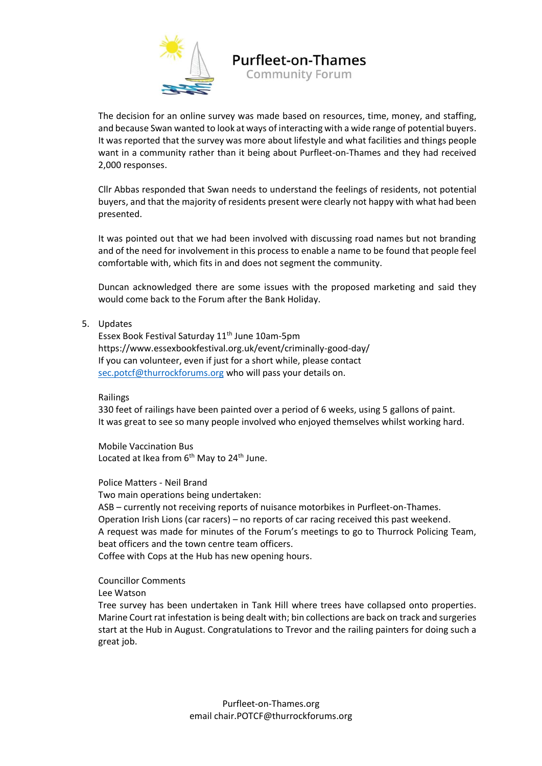The decision for an online survey was made based on resources, time, money, and staffing, and because Swan wanted to look at ways of interacting with a wide range of potential buyers. It was reported that the survey was more about lifestyle and what facilities and things people want in a community rather than it being about Purfleet-on-Thames and they had received 2,000 responses.

Cllr Abbas responded that Swan needs to understand the feelings of residents, not potential buyers, and that the majority of residents present were clearly not happy with what had been presented.

It was pointed out that we had been involved with discussing road names but not branding and of the need for involvement in this process to enable a name to be found that people feel comfortable with, which fits in and does not segment the community.

Duncan acknowledged there are some issues with the proposed marketing and said they would come back to the Forum after the Bank Holiday.

5. Updates

   Essex Book Festival Saturday 11th June 10am-5pm
   https://www.essexbookfestival.org.uk/event/criminally-good-day/
   If you can volunteer, even if just for a short while, please contact sec.potcf@thurrockforums.org who will pass your details on.

   Railings
   330 feet of railings have been painted over a period of 6 weeks, using 5 gallons of paint.
   It was great to see so many people involved who enjoyed themselves whilst working hard.

   Mobile Vaccination Bus
   Located at Ikea from 6th May to 24th June.

   Police Matters - Neil Brand
   Two main operations being undertaken:
   ASB – currently not receiving reports of nuisance motorbikes in Purfleet-on-Thames.
   Operation Irish Lions (car racers) – no reports of car racing received this past weekend.
   A request was made for minutes of the Forum's meetings to go to Thurrock Policing Team, beat officers and the town centre team officers.
   Coffee with Cops at the Hub has new opening hours.

   Councillor Comments
   Lee Watson
   Tree survey has been undertaken in Tank Hill where trees have collapsed onto properties. Marine Court rat infestation is being dealt with; bin collections are back on track and surgeries start at the Hub in August. Congratulations to Trevor and the railing painters for doing such a great job.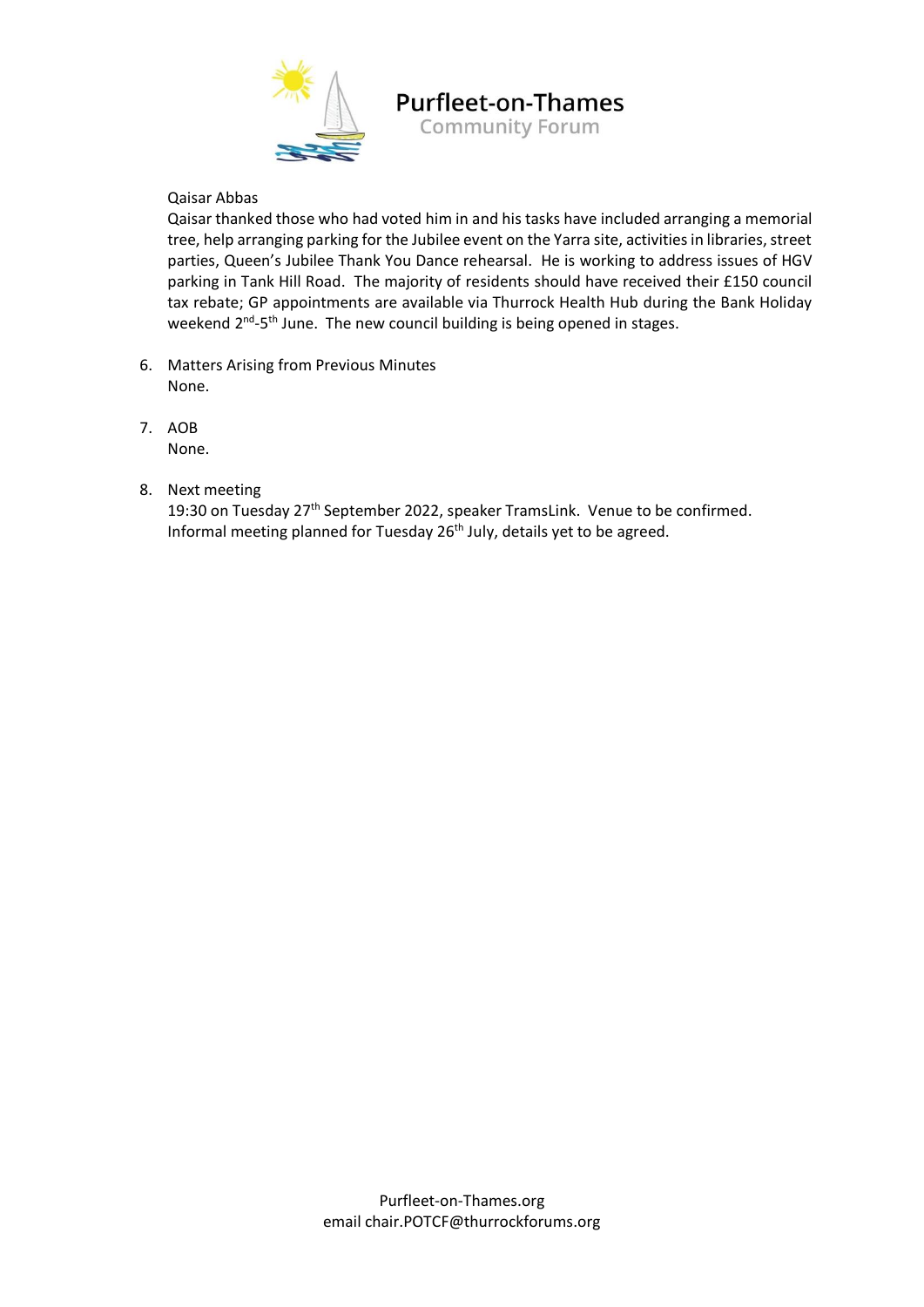Qaisar Abbas

Qaisar thanked those who had voted him in and his tasks have included arranging a memorial tree, help arranging parking for the Jubilee event on the Yarra site, activities in libraries, street parties, Queen's Jubilee Thank You Dance rehearsal. He is working to address issues of HGV parking in Tank Hill Road. The majority of residents should have received their £150 council tax rebate; GP appointments are available via Thurrock Health Hub during the Bank Holiday weekend 2nd-5th June. The new council building is being opened in stages.

6. Matters Arising from Previous Minutes
   None.

7. AOB
   None.

8. Next meeting
   19:30 on Tuesday 27th September 2022, speaker TramsLink. Venue to be confirmed. Informal meeting planned for Tuesday 26th July, details yet to be agreed.